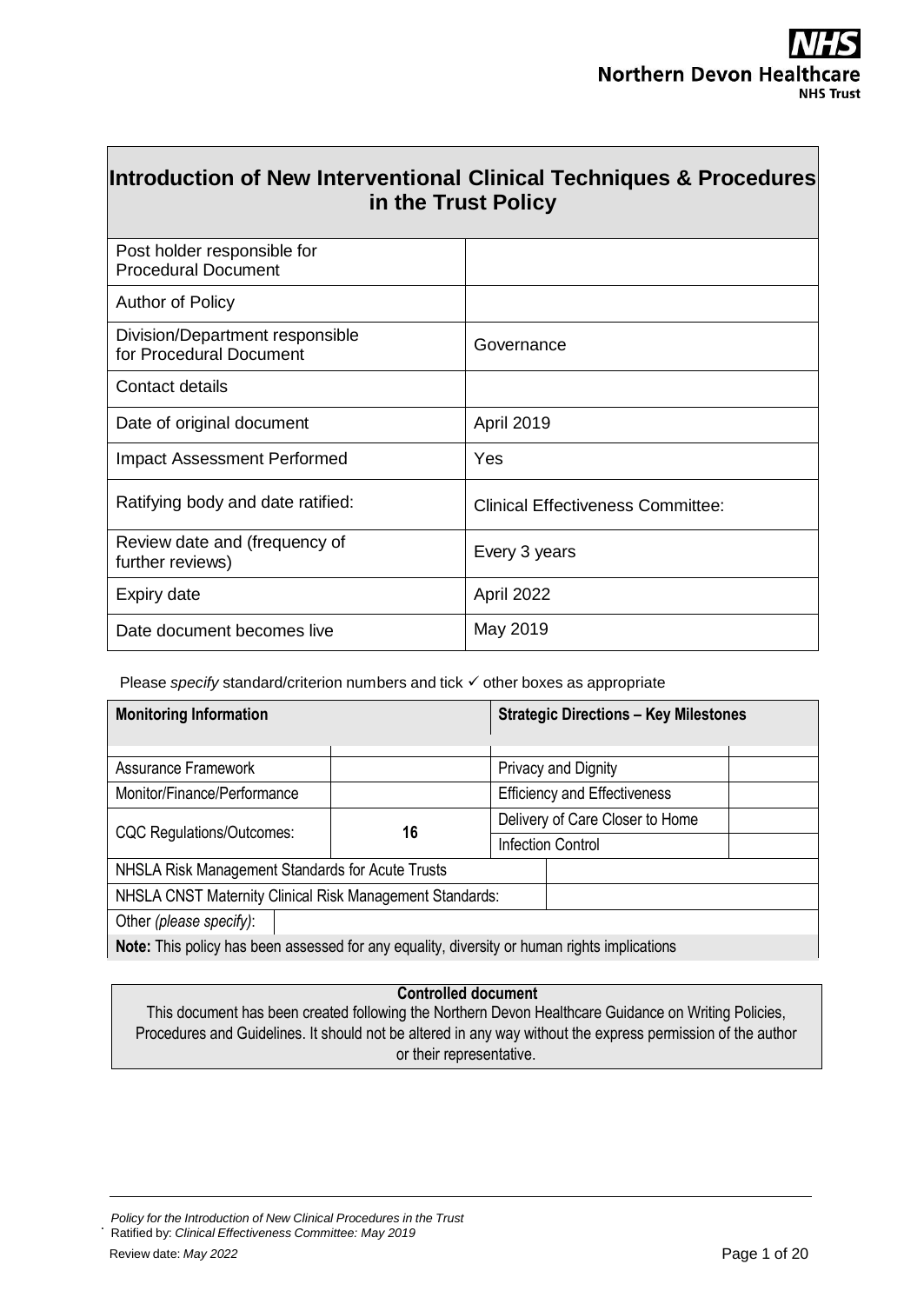NHS
Northern Devon Healthcare
NHS Trust

# Introduction of New Interventional Clinical Techniques & Procedures in the Trust Policy

| | |
|---|---|
| Post holder responsible for Procedural Document | |
| Author of Policy | |
| Division/Department responsible for Procedural Document | Governance |
| Contact details | |
| Date of original document | April 2019 |
| Impact Assessment Performed | Yes |
| Ratifying body and date ratified: | Clinical Effectiveness Committee: |
| Review date and (frequency of further reviews) | Every 3 years |
| Expiry date | April 2022 |
| Date document becomes live | May 2019 |

Please *specify* standard/criterion numbers and tick ✓ other boxes as appropriate

| **Monitoring Information** | | **Strategic Directions – Key Milestones** | |
|---|---|---|---|
| Assurance Framework | | Privacy and Dignity | |
| Monitor/Finance/Performance | | Efficiency and Effectiveness | |
| CQC Regulations/Outcomes: | 16 | Delivery of Care Closer to Home | |
| | | Infection Control | |
| NHSLA Risk Management Standards for Acute Trusts | | | |
| NHSLA CNST Maternity Clinical Risk Management Standards: | | | |
| Other *(please specify)*: | | | |
| **Note:** This policy has been assessed for any equality, diversity or human rights implications | | | |

**Controlled document**
This document has been created following the Northern Devon Healthcare Guidance on Writing Policies, Procedures and Guidelines. It should not be altered in any way without the express permission of the author or their representative.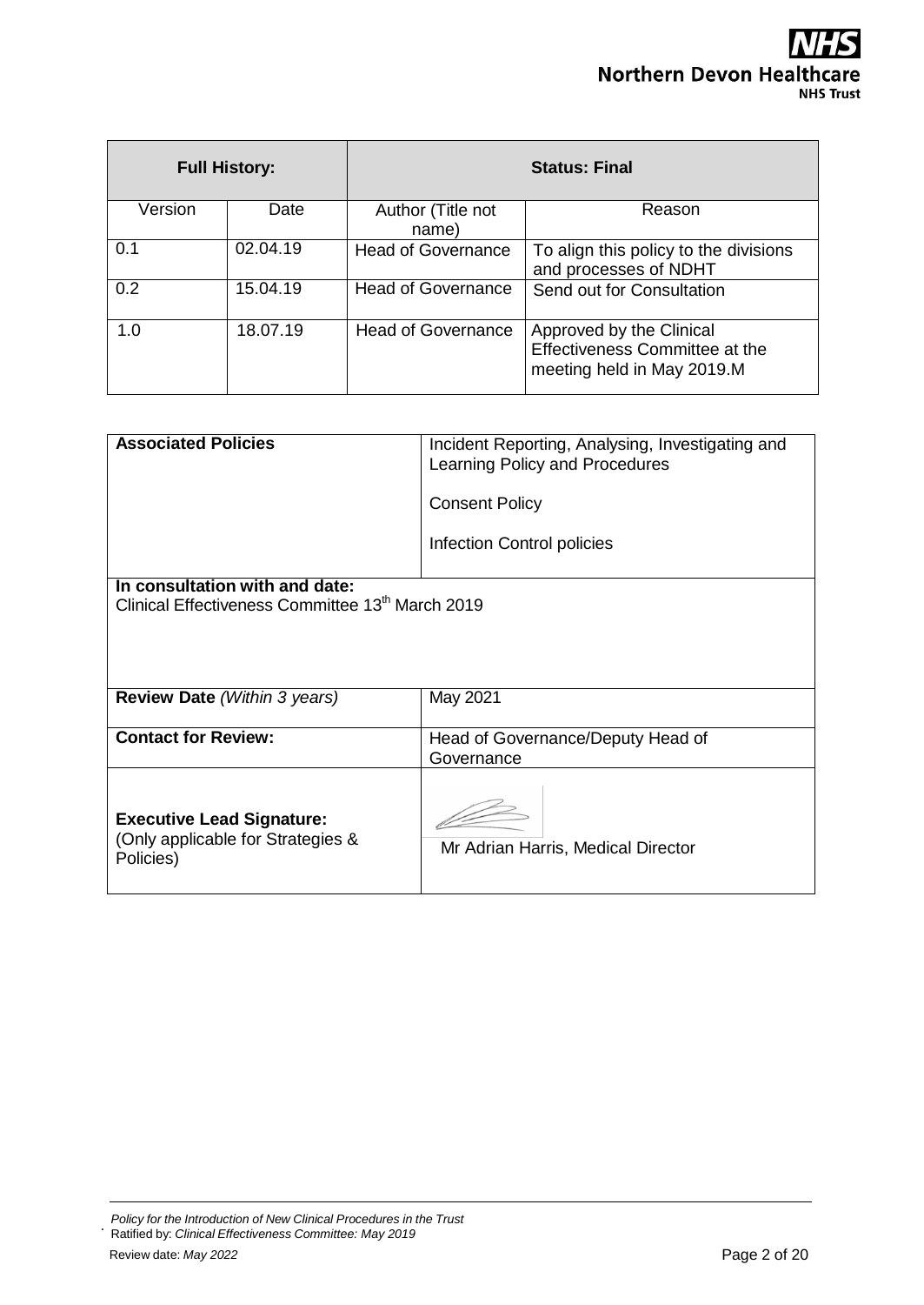| **Full History:** | | **Status: Final** | |
|---|---|---|---|
| Version | Date | Author (Title not name) | Reason |
| 0.1 | 02.04.19 | Head of Governance | To align this policy to the divisions and processes of NDHT |
| 0.2 | 15.04.19 | Head of Governance | Send out for Consultation |
| 1.0 | 18.07.19 | Head of Governance | Approved by the Clinical Effectiveness Committee at the meeting held in May 2019.M |

| | |
|---|---|
| **Associated Policies** | Incident Reporting, Analysing, Investigating and Learning Policy and Procedures<br><br>Consent Policy<br><br>Infection Control policies |
| **In consultation with and date:**<br>Clinical Effectiveness Committee 13th March 2019 | |
| **Review Date** *(Within 3 years)* | May 2021 |
| **Contact for Review:** | Head of Governance/Deputy Head of Governance |
| **Executive Lead Signature:**<br>(Only applicable for Strategies & Policies) | Mr Adrian Harris, Medical Director |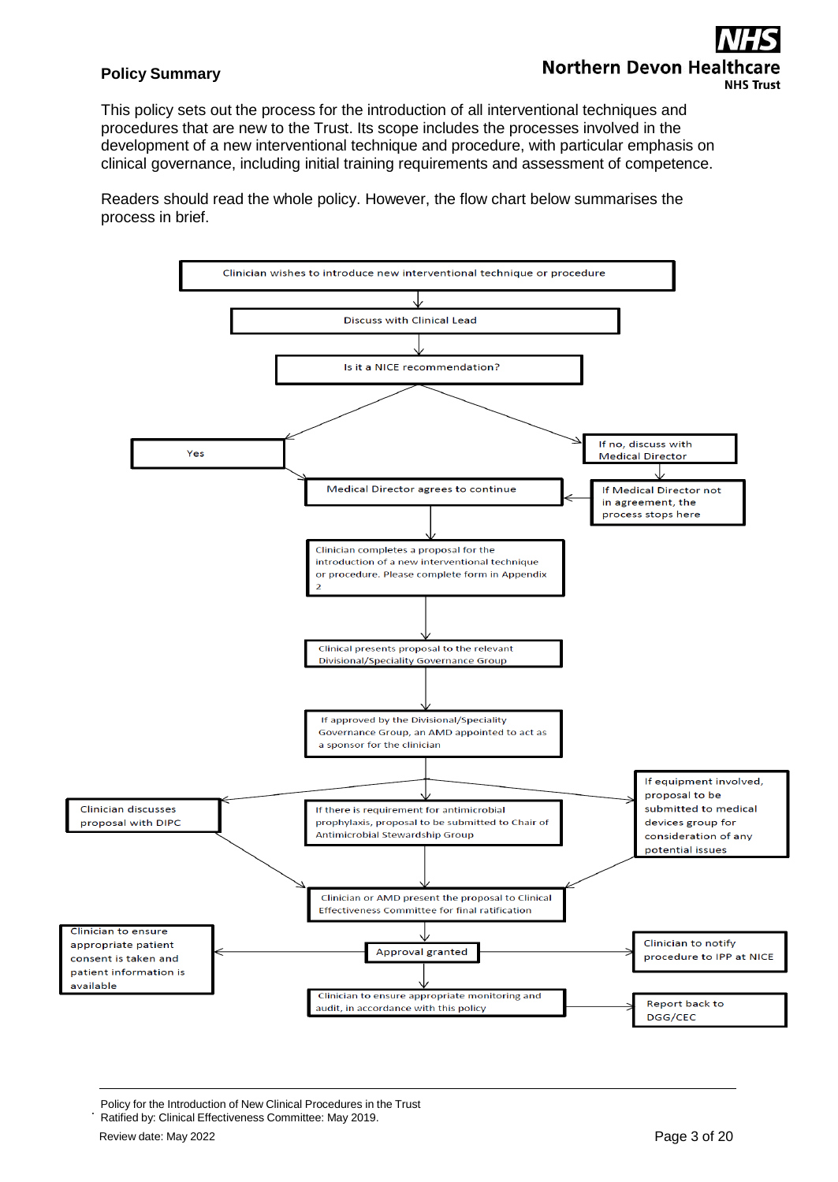## Policy Summary

This policy sets out the process for the introduction of all interventional techniques and procedures that are new to the Trust. Its scope includes the processes involved in the development of a new interventional technique and procedure, with particular emphasis on clinical governance, including initial training requirements and assessment of competence.

Readers should read the whole policy. However, the flow chart below summarises the process in brief.

- Clinician wishes to introduce new interventional technique or procedure
- ↓ Discuss with Clinical Lead
- ↓ Is it a NICE recommendation?
  - Yes → Medical Director agrees to continue
  - If no, discuss with Medical Director
    - ↓ If Medical Director not in agreement, the process stops here
    - (otherwise) → Medical Director agrees to continue
- ↓ Clinician completes a proposal for the introduction of a new interventional technique or procedure. Please complete form in Appendix 2
- ↓ Clinical presents proposal to the relevant Divisional/Speciality Governance Group
- ↓ If approved by the Divisional/Speciality Governance Group, an AMD appointed to act as a sponsor for the clinician
- ↓ (in parallel):
  - Clinician discusses proposal with DIPC
  - If there is requirement for antimicrobial prophylaxis, proposal to be submitted to Chair of Antimicrobial Stewardship Group
  - If equipment involved, proposal to be submitted to medical devices group for consideration of any potential issues
- ↓ Clinician or AMD present the proposal to Clinical Effectiveness Committee for final ratification
- ↓ Approval granted
  - → Clinician to ensure appropriate patient consent is taken and patient information is available
  - → Clinician to notify procedure to IPP at NICE
- ↓ Clinician to ensure appropriate monitoring and audit, in accordance with this policy
  - → Report back to DGG/CEC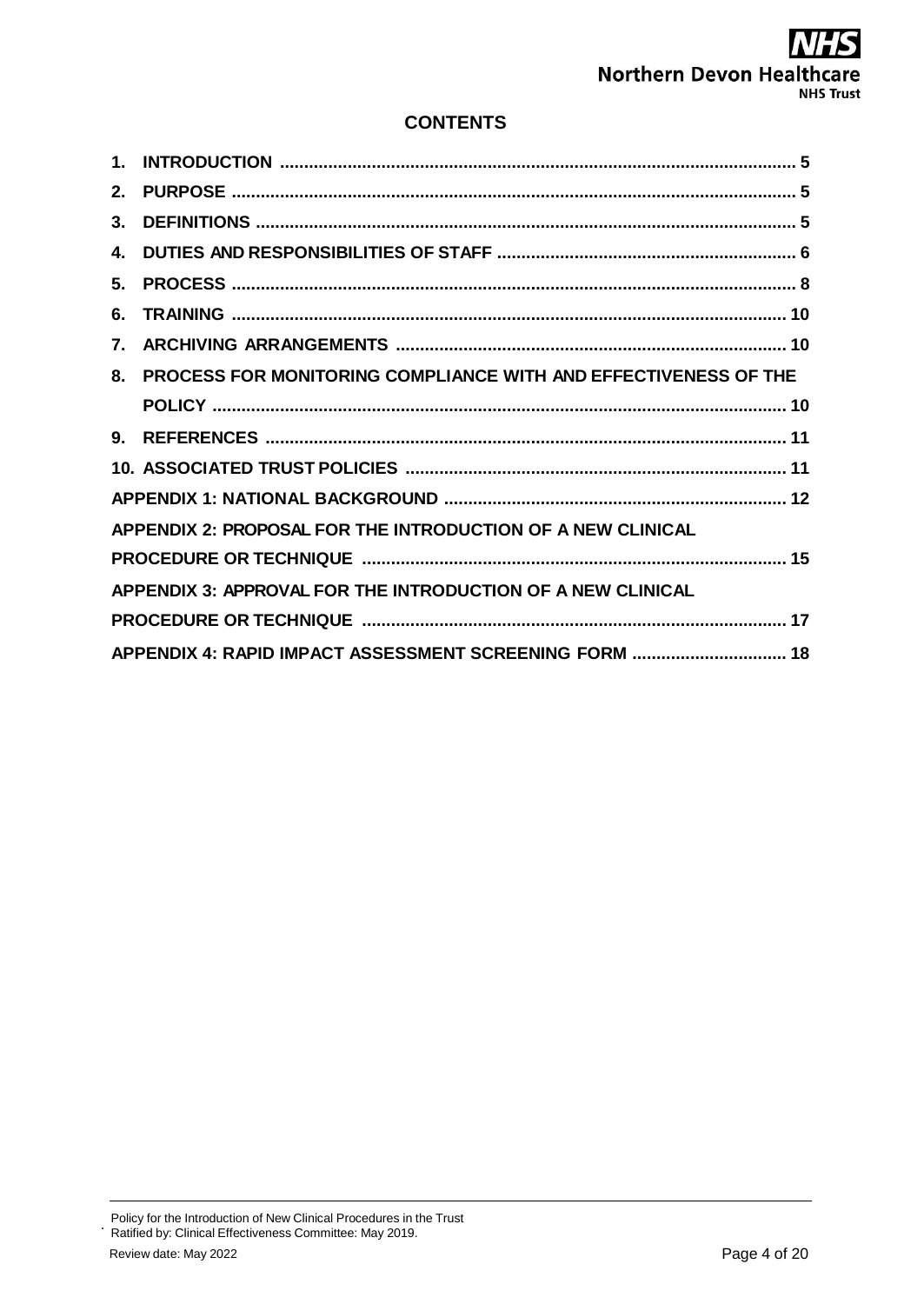## CONTENTS

1. INTRODUCTION ........................................................................................................ 5
2. PURPOSE ................................................................................................................. 5
3. DEFINITIONS ........................................................................................................... 5
4. DUTIES AND RESPONSIBILITIES OF STAFF ........................................................... 6
5. PROCESS ................................................................................................................. 8
6. TRAINING ............................................................................................................... 10
7. ARCHIVING ARRANGEMENTS ................................................................................ 10
8. PROCESS FOR MONITORING COMPLIANCE WITH AND EFFECTIVENESS OF THE POLICY ................................................................................................................... 10
9. REFERENCES ......................................................................................................... 11
10. ASSOCIATED TRUST POLICIES ............................................................................. 11

APPENDIX 1: NATIONAL BACKGROUND ..................................................................... 12

APPENDIX 2: PROPOSAL FOR THE INTRODUCTION OF A NEW CLINICAL PROCEDURE OR TECHNIQUE ....................................................................................... 15

APPENDIX 3: APPROVAL FOR THE INTRODUCTION OF A NEW CLINICAL PROCEDURE OR TECHNIQUE ....................................................................................... 17

APPENDIX 4: RAPID IMPACT ASSESSMENT SCREENING FORM ................................ 18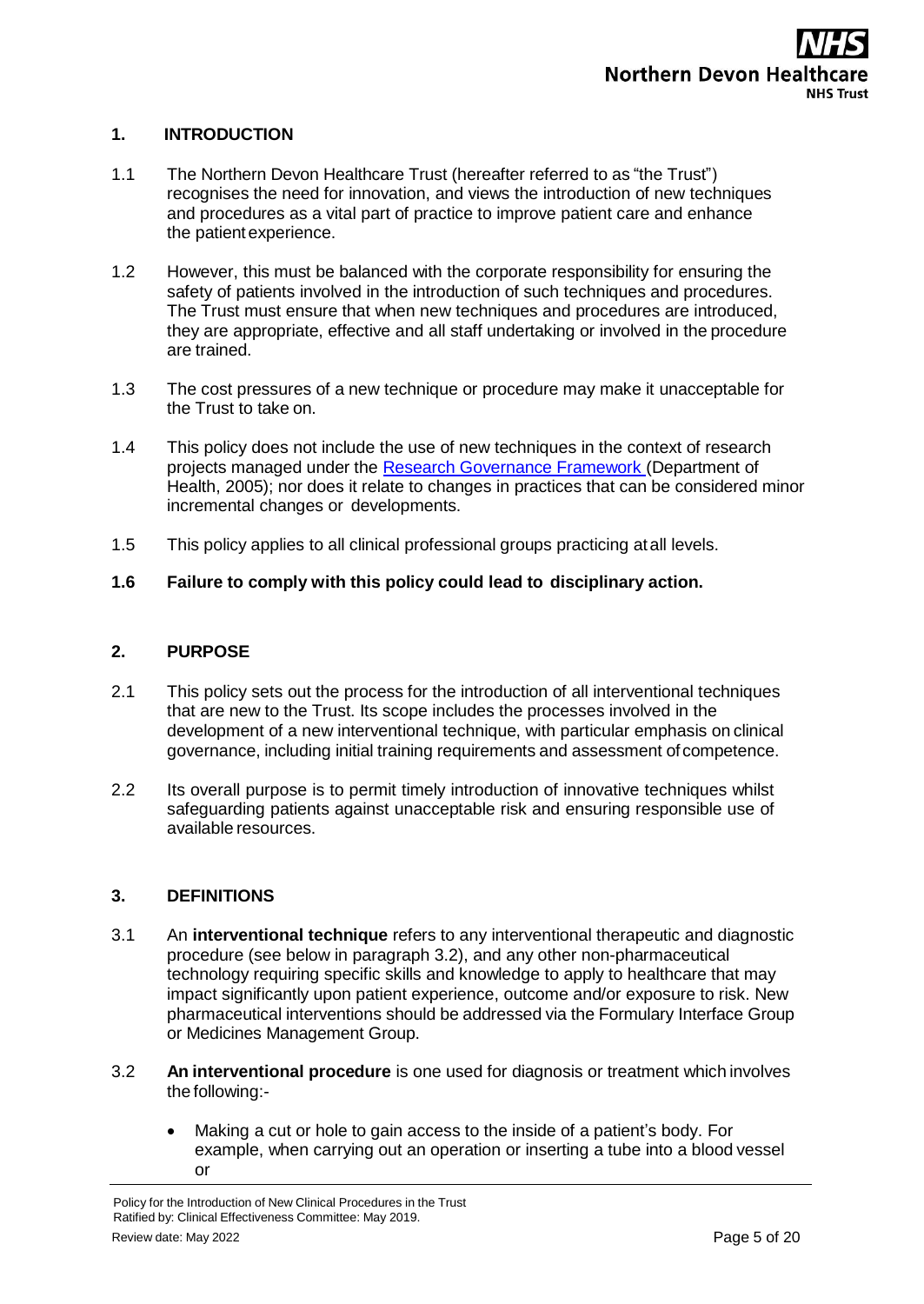## 1. INTRODUCTION

1.1 The Northern Devon Healthcare Trust (hereafter referred to as "the Trust") recognises the need for innovation, and views the introduction of new techniques and procedures as a vital part of practice to improve patient care and enhance the patient experience.

1.2 However, this must be balanced with the corporate responsibility for ensuring the safety of patients involved in the introduction of such techniques and procedures. The Trust must ensure that when new techniques and procedures are introduced, they are appropriate, effective and all staff undertaking or involved in the procedure are trained.

1.3 The cost pressures of a new technique or procedure may make it unacceptable for the Trust to take on.

1.4 This policy does not include the use of new techniques in the context of research projects managed under the Research Governance Framework (Department of Health, 2005); nor does it relate to changes in practices that can be considered minor incremental changes or developments.

1.5 This policy applies to all clinical professional groups practicing at all levels.

**1.6 Failure to comply with this policy could lead to disciplinary action.**

## 2. PURPOSE

2.1 This policy sets out the process for the introduction of all interventional techniques that are new to the Trust. Its scope includes the processes involved in the development of a new interventional technique, with particular emphasis on clinical governance, including initial training requirements and assessment of competence.

2.2 Its overall purpose is to permit timely introduction of innovative techniques whilst safeguarding patients against unacceptable risk and ensuring responsible use of available resources.

## 3. DEFINITIONS

3.1 An **interventional technique** refers to any interventional therapeutic and diagnostic procedure (see below in paragraph 3.2), and any other non-pharmaceutical technology requiring specific skills and knowledge to apply to healthcare that may impact significantly upon patient experience, outcome and/or exposure to risk. New pharmaceutical interventions should be addressed via the Formulary Interface Group or Medicines Management Group.

3.2 **An interventional procedure** is one used for diagnosis or treatment which involves the following:-

- Making a cut or hole to gain access to the inside of a patient's body. For example, when carrying out an operation or inserting a tube into a blood vessel or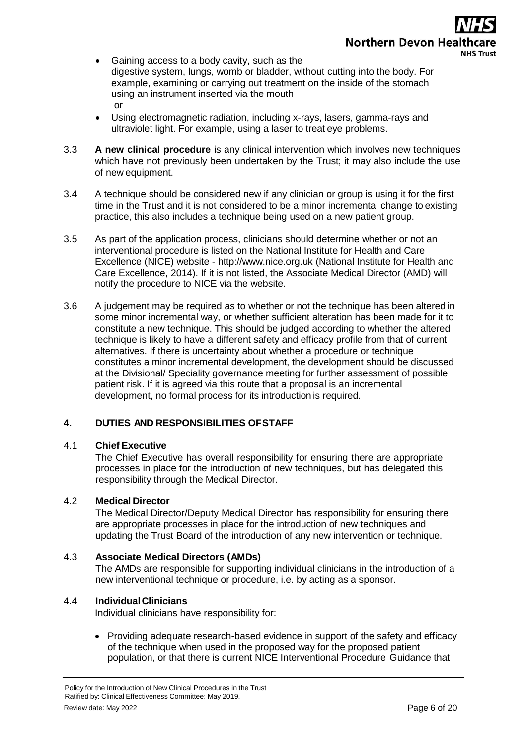- Gaining access to a body cavity, such as the digestive system, lungs, womb or bladder, without cutting into the body. For example, examining or carrying out treatment on the inside of the stomach using an instrument inserted via the mouth

  or

- Using electromagnetic radiation, including x-rays, lasers, gamma-rays and ultraviolet light. For example, using a laser to treat eye problems.

3.3 **A new clinical procedure** is any clinical intervention which involves new techniques which have not previously been undertaken by the Trust; it may also include the use of new equipment.

3.4 A technique should be considered new if any clinician or group is using it for the first time in the Trust and it is not considered to be a minor incremental change to existing practice, this also includes a technique being used on a new patient group.

3.5 As part of the application process, clinicians should determine whether or not an interventional procedure is listed on the National Institute for Health and Care Excellence (NICE) website - http://www.nice.org.uk (National Institute for Health and Care Excellence, 2014). If it is not listed, the Associate Medical Director (AMD) will notify the procedure to NICE via the website.

3.6 A judgement may be required as to whether or not the technique has been altered in some minor incremental way, or whether sufficient alteration has been made for it to constitute a new technique. This should be judged according to whether the altered technique is likely to have a different safety and efficacy profile from that of current alternatives. If there is uncertainty about whether a procedure or technique constitutes a minor incremental development, the development should be discussed at the Divisional/ Speciality governance meeting for further assessment of possible patient risk. If it is agreed via this route that a proposal is an incremental development, no formal process for its introduction is required.

## 4. DUTIES AND RESPONSIBILITIES OF STAFF

### 4.1 Chief Executive

The Chief Executive has overall responsibility for ensuring there are appropriate processes in place for the introduction of new techniques, but has delegated this responsibility through the Medical Director.

### 4.2 Medical Director

The Medical Director/Deputy Medical Director has responsibility for ensuring there are appropriate processes in place for the introduction of new techniques and updating the Trust Board of the introduction of any new intervention or technique.

### 4.3 Associate Medical Directors (AMDs)

The AMDs are responsible for supporting individual clinicians in the introduction of a new interventional technique or procedure, i.e. by acting as a sponsor.

### 4.4 Individual Clinicians

Individual clinicians have responsibility for:

- Providing adequate research-based evidence in support of the safety and efficacy of the technique when used in the proposed way for the proposed patient population, or that there is current NICE Interventional Procedure Guidance that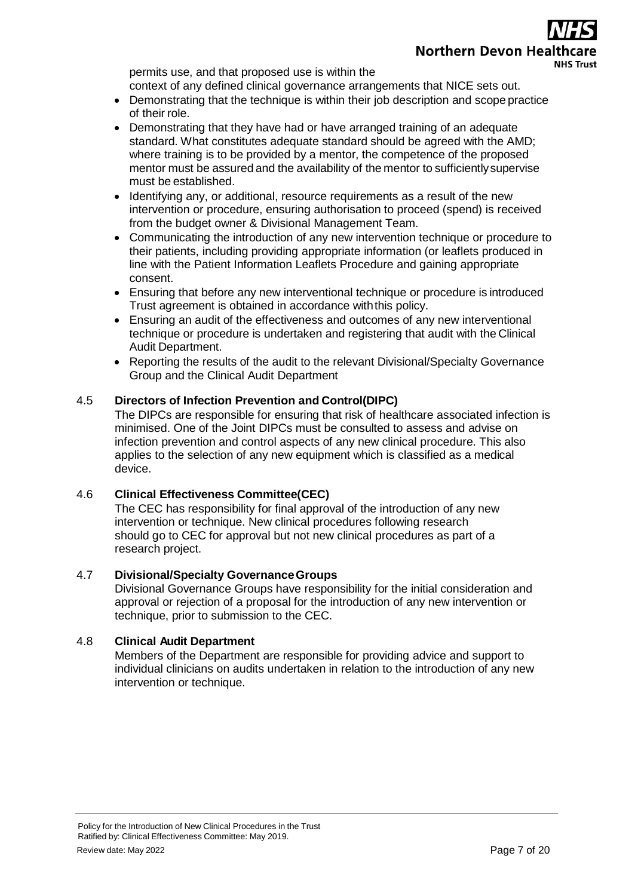permits use, and that proposed use is within the context of any defined clinical governance arrangements that NICE sets out.

- Demonstrating that the technique is within their job description and scope practice of their role.
- Demonstrating that they have had or have arranged training of an adequate standard. What constitutes adequate standard should be agreed with the AMD; where training is to be provided by a mentor, the competence of the proposed mentor must be assured and the availability of the mentor to sufficiently supervise must be established.
- Identifying any, or additional, resource requirements as a result of the new intervention or procedure, ensuring authorisation to proceed (spend) is received from the budget owner & Divisional Management Team.
- Communicating the introduction of any new intervention technique or procedure to their patients, including providing appropriate information (or leaflets produced in line with the Patient Information Leaflets Procedure and gaining appropriate consent.
- Ensuring that before any new interventional technique or procedure is introduced Trust agreement is obtained in accordance with this policy.
- Ensuring an audit of the effectiveness and outcomes of any new interventional technique or procedure is undertaken and registering that audit with the Clinical Audit Department.
- Reporting the results of the audit to the relevant Divisional/Specialty Governance Group and the Clinical Audit Department

### 4.5 Directors of Infection Prevention and Control(DIPC)

The DIPCs are responsible for ensuring that risk of healthcare associated infection is minimised. One of the Joint DIPCs must be consulted to assess and advise on infection prevention and control aspects of any new clinical procedure. This also applies to the selection of any new equipment which is classified as a medical device.

### 4.6 Clinical Effectiveness Committee(CEC)

The CEC has responsibility for final approval of the introduction of any new intervention or technique. New clinical procedures following research should go to CEC for approval but not new clinical procedures as part of a research project.

### 4.7 Divisional/Specialty Governance Groups

Divisional Governance Groups have responsibility for the initial consideration and approval or rejection of a proposal for the introduction of any new intervention or technique, prior to submission to the CEC.

### 4.8 Clinical Audit Department

Members of the Department are responsible for providing advice and support to individual clinicians on audits undertaken in relation to the introduction of any new intervention or technique.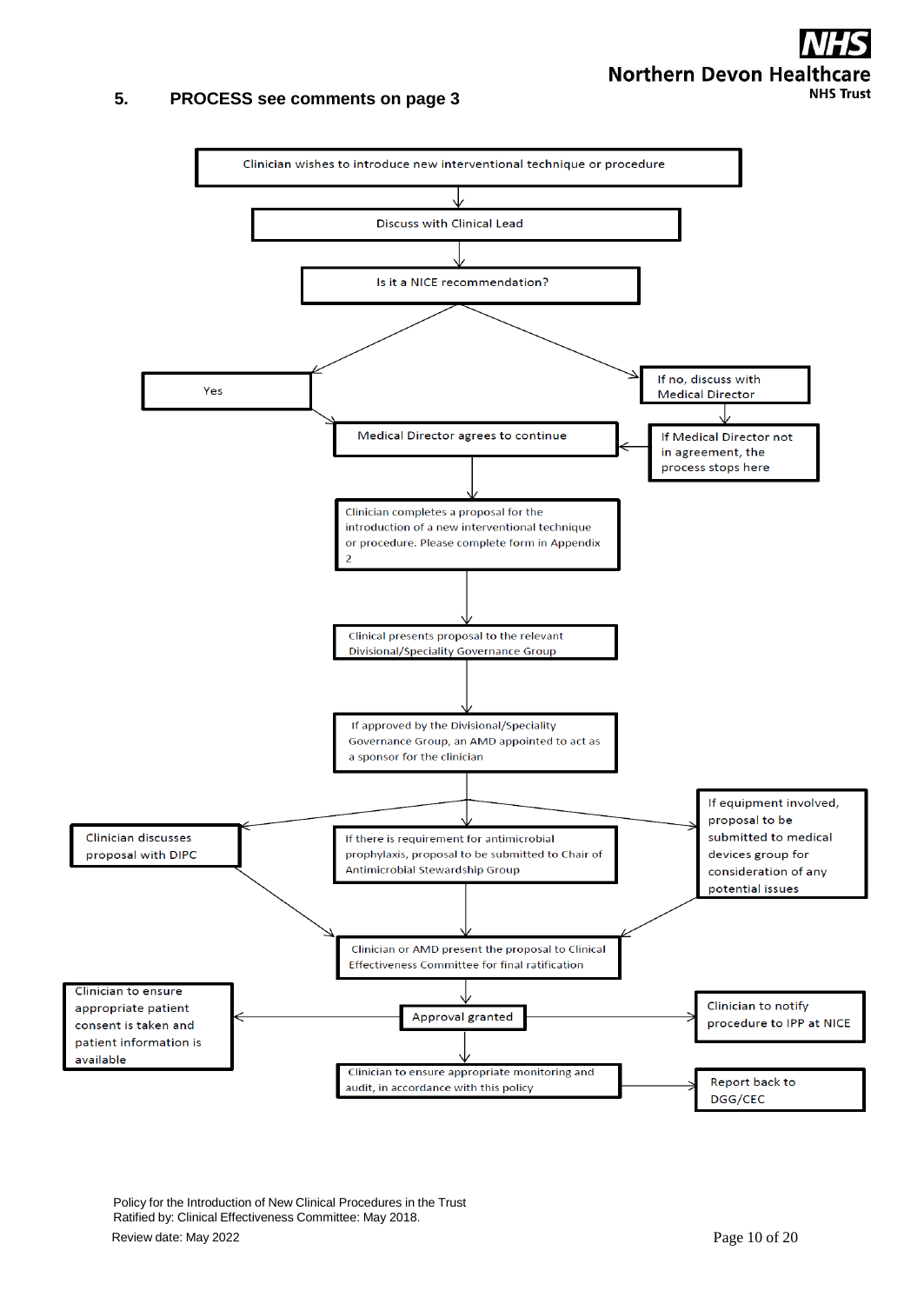## 5. PROCESS see comments on page 3

Clinician wishes to introduce new interventional technique or procedure

↓

Discuss with Clinical Lead

↓

Is it a NICE recommendation?

- Yes → Medical Director agrees to continue
- If no, discuss with Medical Director
  - If Medical Director not in agreement, the process stops here
  - Otherwise → Medical Director agrees to continue

↓

Clinician completes a proposal for the introduction of a new interventional technique or procedure. Please complete form in Appendix 2

↓

Clinical presents proposal to the relevant Divisional/Speciality Governance Group

↓

If approved by the Divisional/Speciality Governance Group, an AMD appointed to act as a sponsor for the clinician

↓

- Clinician discusses proposal with DIPC
- If there is requirement for antimicrobial prophylaxis, proposal to be submitted to Chair of Antimicrobial Stewardship Group
- If equipment involved, proposal to be submitted to medical devices group for consideration of any potential issues

↓

Clinician or AMD present the proposal to Clinical Effectiveness Committee for final ratification

↓

Approval granted

- Clinician to ensure appropriate patient consent is taken and patient information is available
- Clinician to notify procedure to IPP at NICE

↓

Clinician to ensure appropriate monitoring and audit, in accordance with this policy → Report back to DGG/CEC

Policy for the Introduction of New Clinical Procedures in the Trust
Ratified by: Clinical Effectiveness Committee: May 2018.
Review date: May 2022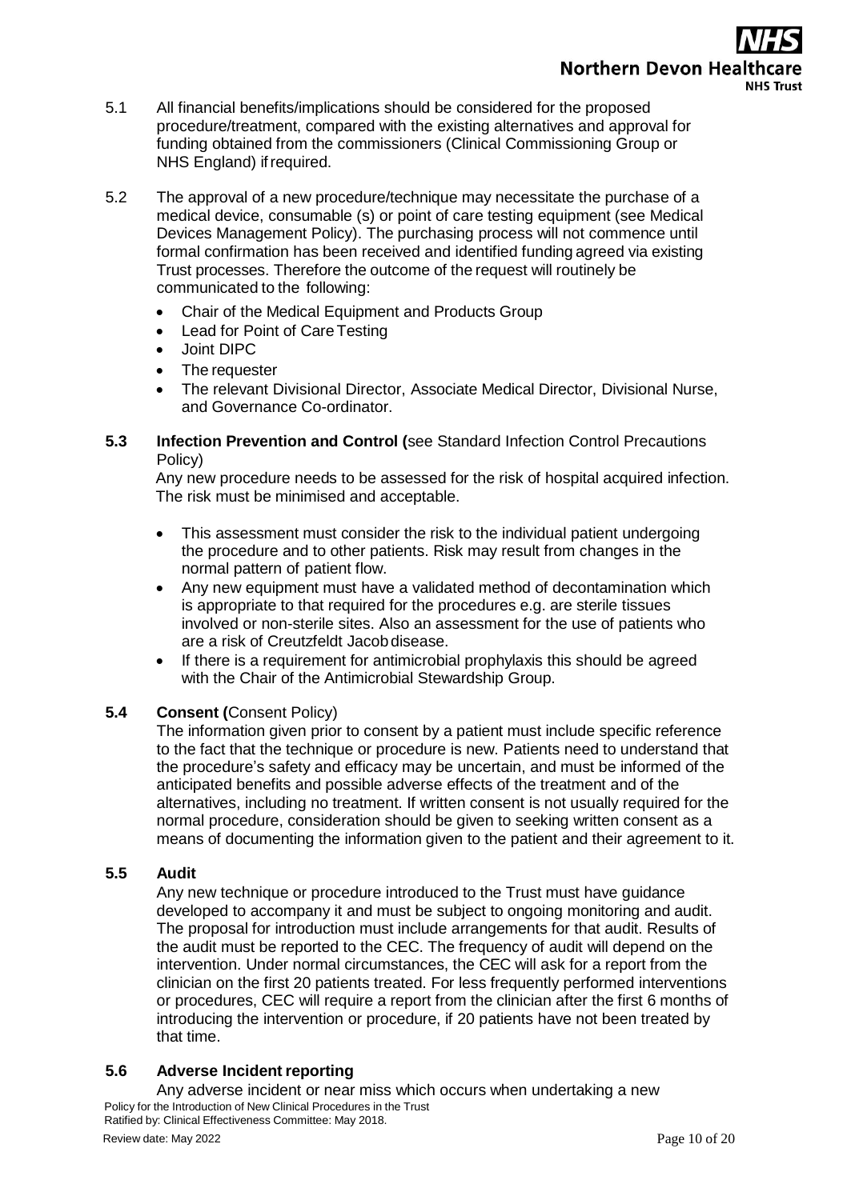5.1 All financial benefits/implications should be considered for the proposed procedure/treatment, compared with the existing alternatives and approval for funding obtained from the commissioners (Clinical Commissioning Group or NHS England) if required.

5.2 The approval of a new procedure/technique may necessitate the purchase of a medical device, consumable (s) or point of care testing equipment (see Medical Devices Management Policy). The purchasing process will not commence until formal confirmation has been received and identified funding agreed via existing Trust processes. Therefore the outcome of the request will routinely be communicated to the following:

- Chair of the Medical Equipment and Products Group
- Lead for Point of Care Testing
- Joint DIPC
- The requester
- The relevant Divisional Director, Associate Medical Director, Divisional Nurse, and Governance Co-ordinator.

**5.3 Infection Prevention and Control (**see Standard Infection Control Precautions Policy)

Any new procedure needs to be assessed for the risk of hospital acquired infection. The risk must be minimised and acceptable.

- This assessment must consider the risk to the individual patient undergoing the procedure and to other patients. Risk may result from changes in the normal pattern of patient flow.
- Any new equipment must have a validated method of decontamination which is appropriate to that required for the procedures e.g. are sterile tissues involved or non-sterile sites. Also an assessment for the use of patients who are a risk of Creutzfeldt Jacob disease.
- If there is a requirement for antimicrobial prophylaxis this should be agreed with the Chair of the Antimicrobial Stewardship Group.

**5.4 Consent (**Consent Policy)

The information given prior to consent by a patient must include specific reference to the fact that the technique or procedure is new. Patients need to understand that the procedure's safety and efficacy may be uncertain, and must be informed of the anticipated benefits and possible adverse effects of the treatment and of the alternatives, including no treatment. If written consent is not usually required for the normal procedure, consideration should be given to seeking written consent as a means of documenting the information given to the patient and their agreement to it.

**5.5 Audit**

Any new technique or procedure introduced to the Trust must have guidance developed to accompany it and must be subject to ongoing monitoring and audit. The proposal for introduction must include arrangements for that audit. Results of the audit must be reported to the CEC. The frequency of audit will depend on the intervention. Under normal circumstances, the CEC will ask for a report from the clinician on the first 20 patients treated. For less frequently performed interventions or procedures, CEC will require a report from the clinician after the first 6 months of introducing the intervention or procedure, if 20 patients have not been treated by that time.

**5.6 Adverse Incident reporting**

Any adverse incident or near miss which occurs when undertaking a new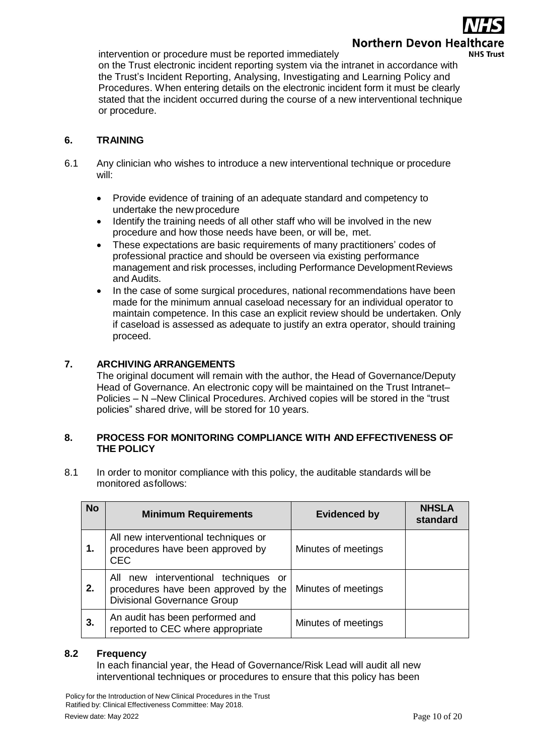intervention or procedure must be reported immediately on the Trust electronic incident reporting system via the intranet in accordance with the Trust's Incident Reporting, Analysing, Investigating and Learning Policy and Procedures. When entering details on the electronic incident form it must be clearly stated that the incident occurred during the course of a new interventional technique or procedure.

## 6. TRAINING

6.1 Any clinician who wishes to introduce a new interventional technique or procedure will:

- Provide evidence of training of an adequate standard and competency to undertake the new procedure
- Identify the training needs of all other staff who will be involved in the new procedure and how those needs have been, or will be, met.
- These expectations are basic requirements of many practitioners' codes of professional practice and should be overseen via existing performance management and risk processes, including Performance Development Reviews and Audits.
- In the case of some surgical procedures, national recommendations have been made for the minimum annual caseload necessary for an individual operator to maintain competence. In this case an explicit review should be undertaken. Only if caseload is assessed as adequate to justify an extra operator, should training proceed.

## 7. ARCHIVING ARRANGEMENTS

The original document will remain with the author, the Head of Governance/Deputy Head of Governance. An electronic copy will be maintained on the Trust Intranet– Policies – N –New Clinical Procedures. Archived copies will be stored in the "trust policies" shared drive, will be stored for 10 years.

## 8. PROCESS FOR MONITORING COMPLIANCE WITH AND EFFECTIVENESS OF THE POLICY

8.1 In order to monitor compliance with this policy, the auditable standards will be monitored as follows:

| No | Minimum Requirements | Evidenced by | NHSLA standard |
|---|---|---|---|
| 1. | All new interventional techniques or procedures have been approved by CEC | Minutes of meetings | |
| 2. | All new interventional techniques or procedures have been approved by the Divisional Governance Group | Minutes of meetings | |
| 3. | An audit has been performed and reported to CEC where appropriate | Minutes of meetings | |

### 8.2 Frequency

In each financial year, the Head of Governance/Risk Lead will audit all new interventional techniques or procedures to ensure that this policy has been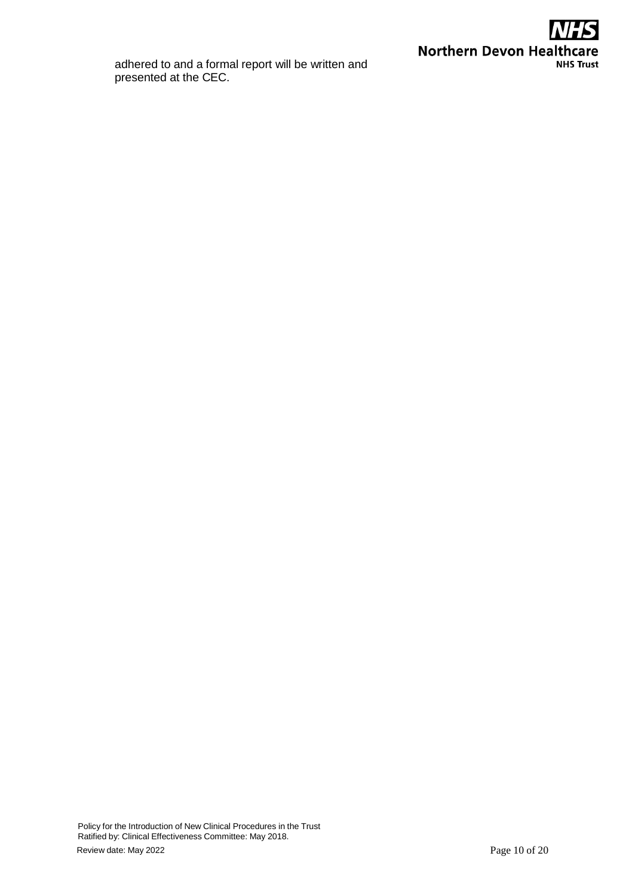adhered to and a formal report will be written and presented at the CEC.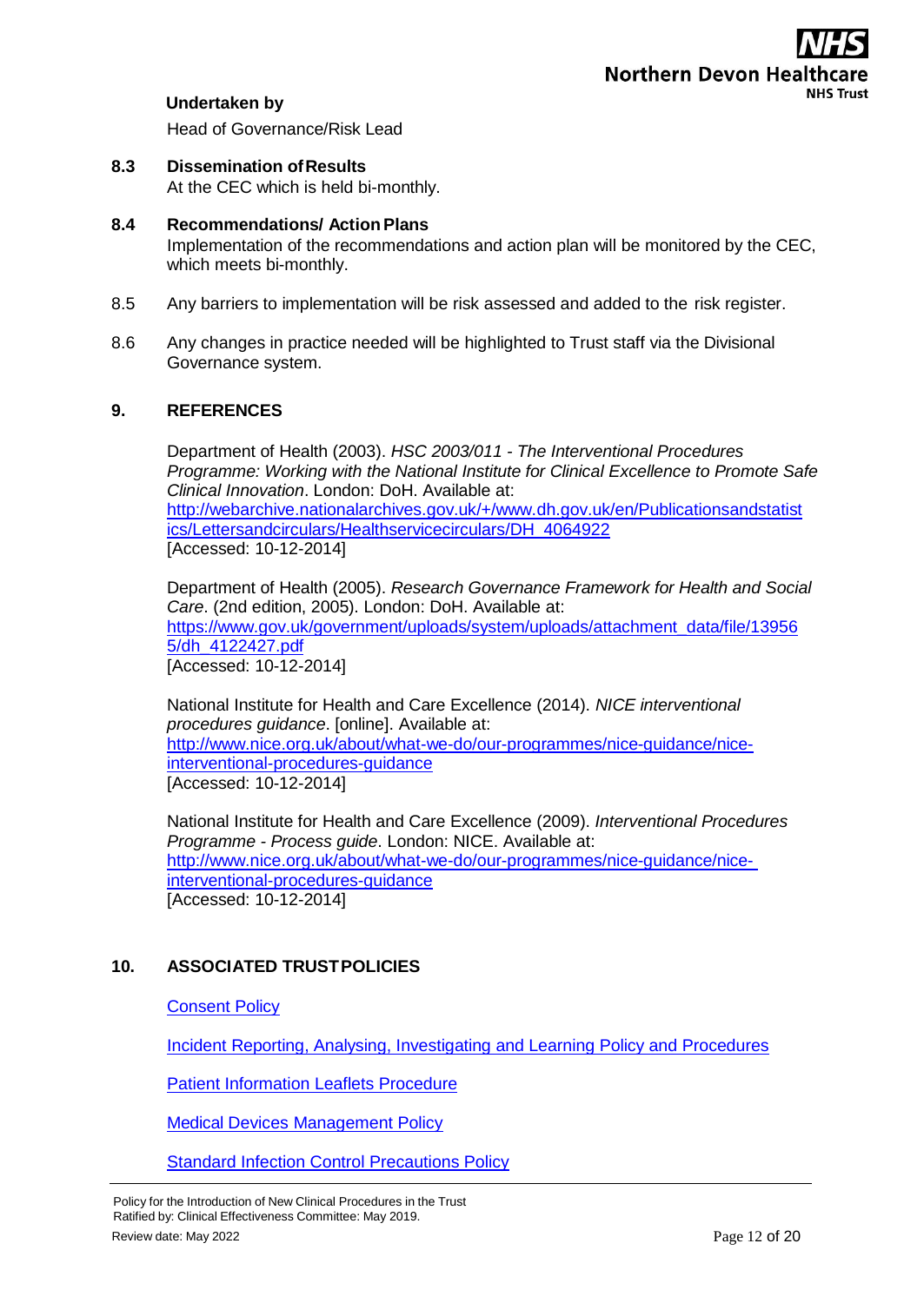**Undertaken by**

Head of Governance/Risk Lead

**8.3 Dissemination of Results**

At the CEC which is held bi-monthly.

**8.4 Recommendations/ Action Plans**

Implementation of the recommendations and action plan will be monitored by the CEC, which meets bi-monthly.

8.5 Any barriers to implementation will be risk assessed and added to the risk register.

8.6 Any changes in practice needed will be highlighted to Trust staff via the Divisional Governance system.

## 9. REFERENCES

Department of Health (2003). *HSC 2003/011 - The Interventional Procedures Programme: Working with the National Institute for Clinical Excellence to Promote Safe Clinical Innovation*. London: DoH. Available at: http://webarchive.nationalarchives.gov.uk/+/www.dh.gov.uk/en/Publicationsandstatistics/Lettersandcirculars/Healthservicecirculars/DH_4064922 [Accessed: 10-12-2014]

Department of Health (2005). *Research Governance Framework for Health and Social Care*. (2nd edition, 2005). London: DoH. Available at: https://www.gov.uk/government/uploads/system/uploads/attachment_data/file/139565/dh_4122427.pdf [Accessed: 10-12-2014]

National Institute for Health and Care Excellence (2014). *NICE interventional procedures guidance*. [online]. Available at: http://www.nice.org.uk/about/what-we-do/our-programmes/nice-guidance/nice-interventional-procedures-guidance [Accessed: 10-12-2014]

National Institute for Health and Care Excellence (2009). *Interventional Procedures Programme - Process guide*. London: NICE. Available at: http://www.nice.org.uk/about/what-we-do/our-programmes/nice-guidance/nice-interventional-procedures-guidance [Accessed: 10-12-2014]

## 10. ASSOCIATED TRUST POLICIES

Consent Policy

Incident Reporting, Analysing, Investigating and Learning Policy and Procedures

Patient Information Leaflets Procedure

Medical Devices Management Policy

Standard Infection Control Precautions Policy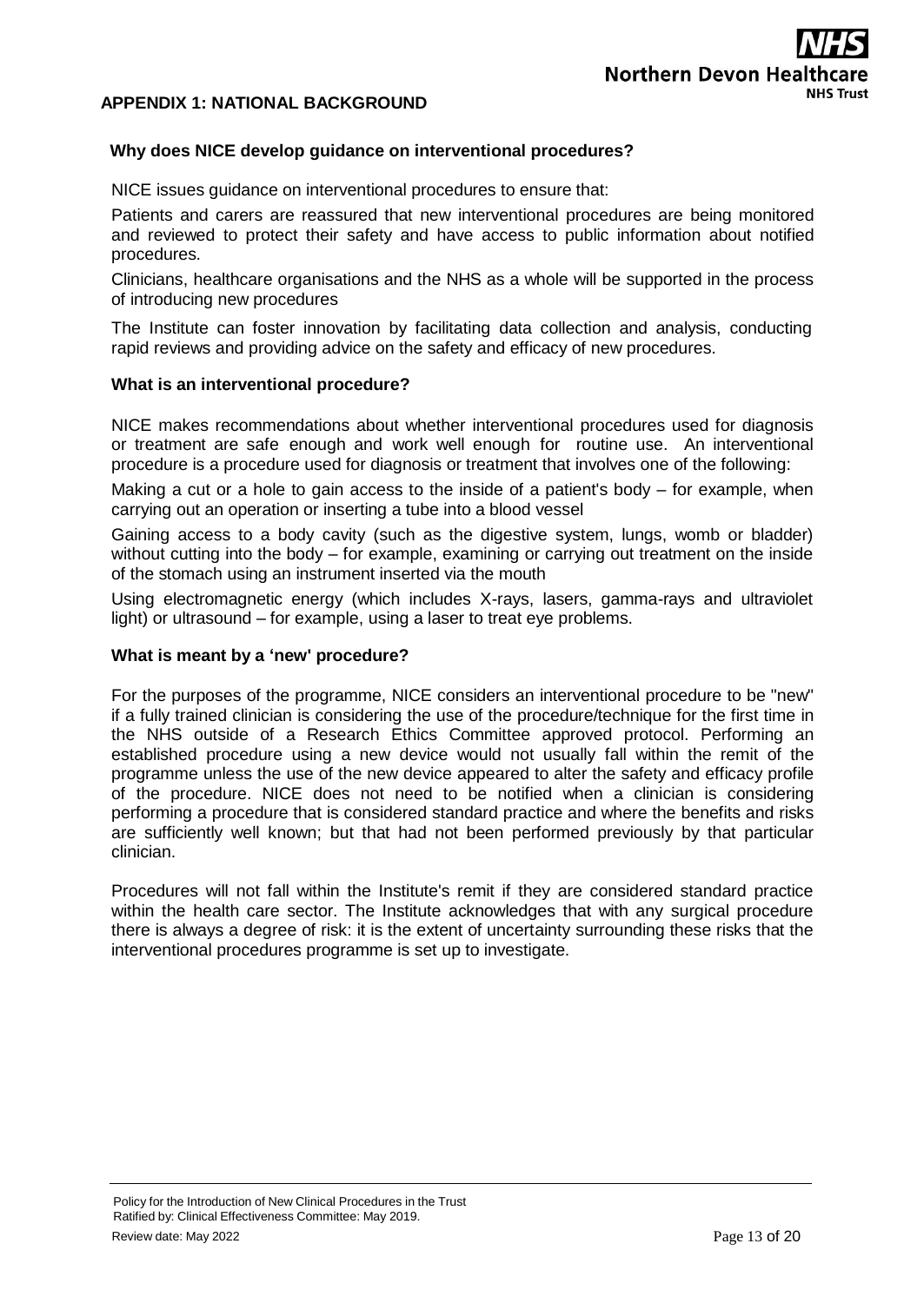## APPENDIX 1: NATIONAL BACKGROUND

### Why does NICE develop guidance on interventional procedures?

NICE issues guidance on interventional procedures to ensure that:

Patients and carers are reassured that new interventional procedures are being monitored and reviewed to protect their safety and have access to public information about notified procedures.

Clinicians, healthcare organisations and the NHS as a whole will be supported in the process of introducing new procedures

The Institute can foster innovation by facilitating data collection and analysis, conducting rapid reviews and providing advice on the safety and efficacy of new procedures.

### What is an interventional procedure?

NICE makes recommendations about whether interventional procedures used for diagnosis or treatment are safe enough and work well enough for routine use. An interventional procedure is a procedure used for diagnosis or treatment that involves one of the following:

Making a cut or a hole to gain access to the inside of a patient's body – for example, when carrying out an operation or inserting a tube into a blood vessel

Gaining access to a body cavity (such as the digestive system, lungs, womb or bladder) without cutting into the body – for example, examining or carrying out treatment on the inside of the stomach using an instrument inserted via the mouth

Using electromagnetic energy (which includes X-rays, lasers, gamma-rays and ultraviolet light) or ultrasound – for example, using a laser to treat eye problems.

### What is meant by a 'new' procedure?

For the purposes of the programme, NICE considers an interventional procedure to be "new" if a fully trained clinician is considering the use of the procedure/technique for the first time in the NHS outside of a Research Ethics Committee approved protocol. Performing an established procedure using a new device would not usually fall within the remit of the programme unless the use of the new device appeared to alter the safety and efficacy profile of the procedure. NICE does not need to be notified when a clinician is considering performing a procedure that is considered standard practice and where the benefits and risks are sufficiently well known; but that had not been performed previously by that particular clinician.

Procedures will not fall within the Institute's remit if they are considered standard practice within the health care sector. The Institute acknowledges that with any surgical procedure there is always a degree of risk: it is the extent of uncertainty surrounding these risks that the interventional procedures programme is set up to investigate.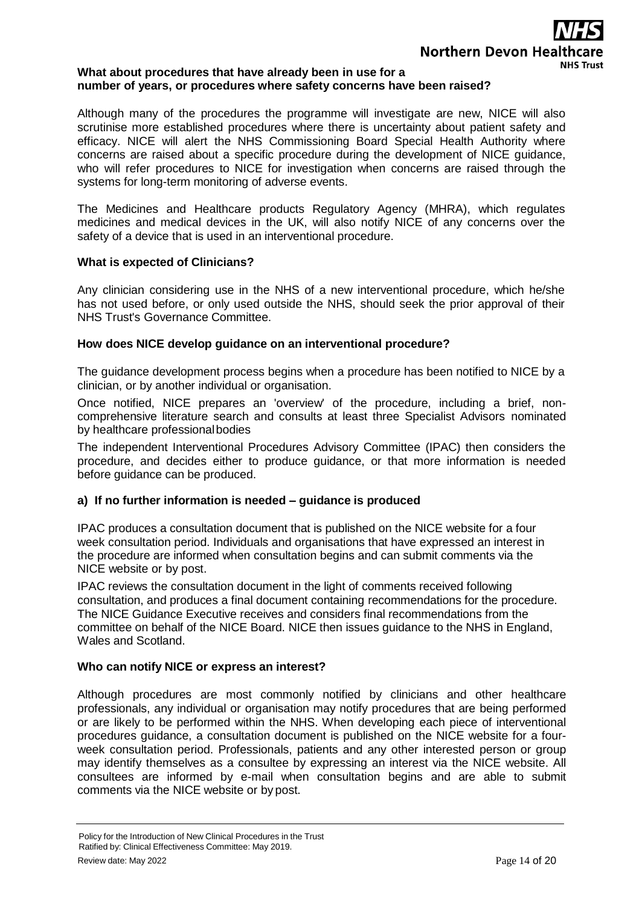**What about procedures that have already been in use for a number of years, or procedures where safety concerns have been raised?**

Although many of the procedures the programme will investigate are new, NICE will also scrutinise more established procedures where there is uncertainty about patient safety and efficacy. NICE will alert the NHS Commissioning Board Special Health Authority where concerns are raised about a specific procedure during the development of NICE guidance, who will refer procedures to NICE for investigation when concerns are raised through the systems for long-term monitoring of adverse events.

The Medicines and Healthcare products Regulatory Agency (MHRA), which regulates medicines and medical devices in the UK, will also notify NICE of any concerns over the safety of a device that is used in an interventional procedure.

**What is expected of Clinicians?**

Any clinician considering use in the NHS of a new interventional procedure, which he/she has not used before, or only used outside the NHS, should seek the prior approval of their NHS Trust's Governance Committee.

**How does NICE develop guidance on an interventional procedure?**

The guidance development process begins when a procedure has been notified to NICE by a clinician, or by another individual or organisation.

Once notified, NICE prepares an 'overview' of the procedure, including a brief, non-comprehensive literature search and consults at least three Specialist Advisors nominated by healthcare professional bodies

The independent Interventional Procedures Advisory Committee (IPAC) then considers the procedure, and decides either to produce guidance, or that more information is needed before guidance can be produced.

**a) If no further information is needed – guidance is produced**

IPAC produces a consultation document that is published on the NICE website for a four week consultation period. Individuals and organisations that have expressed an interest in the procedure are informed when consultation begins and can submit comments via the NICE website or by post.

IPAC reviews the consultation document in the light of comments received following consultation, and produces a final document containing recommendations for the procedure. The NICE Guidance Executive receives and considers final recommendations from the committee on behalf of the NICE Board. NICE then issues guidance to the NHS in England, Wales and Scotland.

**Who can notify NICE or express an interest?**

Although procedures are most commonly notified by clinicians and other healthcare professionals, any individual or organisation may notify procedures that are being performed or are likely to be performed within the NHS. When developing each piece of interventional procedures guidance, a consultation document is published on the NICE website for a four-week consultation period. Professionals, patients and any other interested person or group may identify themselves as a consultee by expressing an interest via the NICE website. All consultees are informed by e-mail when consultation begins and are able to submit comments via the NICE website or by post.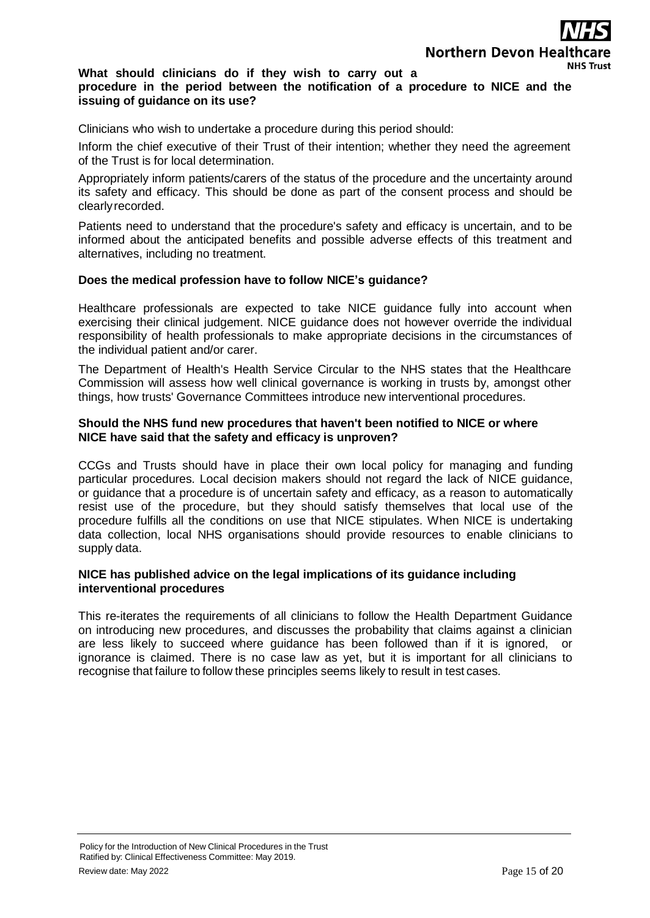**What should clinicians do if they wish to carry out a procedure in the period between the notification of a procedure to NICE and the issuing of guidance on its use?**

Clinicians who wish to undertake a procedure during this period should:

Inform the chief executive of their Trust of their intention; whether they need the agreement of the Trust is for local determination.

Appropriately inform patients/carers of the status of the procedure and the uncertainty around its safety and efficacy. This should be done as part of the consent process and should be clearly recorded.

Patients need to understand that the procedure's safety and efficacy is uncertain, and to be informed about the anticipated benefits and possible adverse effects of this treatment and alternatives, including no treatment.

**Does the medical profession have to follow NICE's guidance?**

Healthcare professionals are expected to take NICE guidance fully into account when exercising their clinical judgement. NICE guidance does not however override the individual responsibility of health professionals to make appropriate decisions in the circumstances of the individual patient and/or carer.

The Department of Health's Health Service Circular to the NHS states that the Healthcare Commission will assess how well clinical governance is working in trusts by, amongst other things, how trusts' Governance Committees introduce new interventional procedures.

**Should the NHS fund new procedures that haven't been notified to NICE or where NICE have said that the safety and efficacy is unproven?**

CCGs and Trusts should have in place their own local policy for managing and funding particular procedures. Local decision makers should not regard the lack of NICE guidance, or guidance that a procedure is of uncertain safety and efficacy, as a reason to automatically resist use of the procedure, but they should satisfy themselves that local use of the procedure fulfills all the conditions on use that NICE stipulates. When NICE is undertaking data collection, local NHS organisations should provide resources to enable clinicians to supply data.

**NICE has published advice on the legal implications of its guidance including interventional procedures**

This re-iterates the requirements of all clinicians to follow the Health Department Guidance on introducing new procedures, and discusses the probability that claims against a clinician are less likely to succeed where guidance has been followed than if it is ignored, or ignorance is claimed. There is no case law as yet, but it is important for all clinicians to recognise that failure to follow these principles seems likely to result in test cases.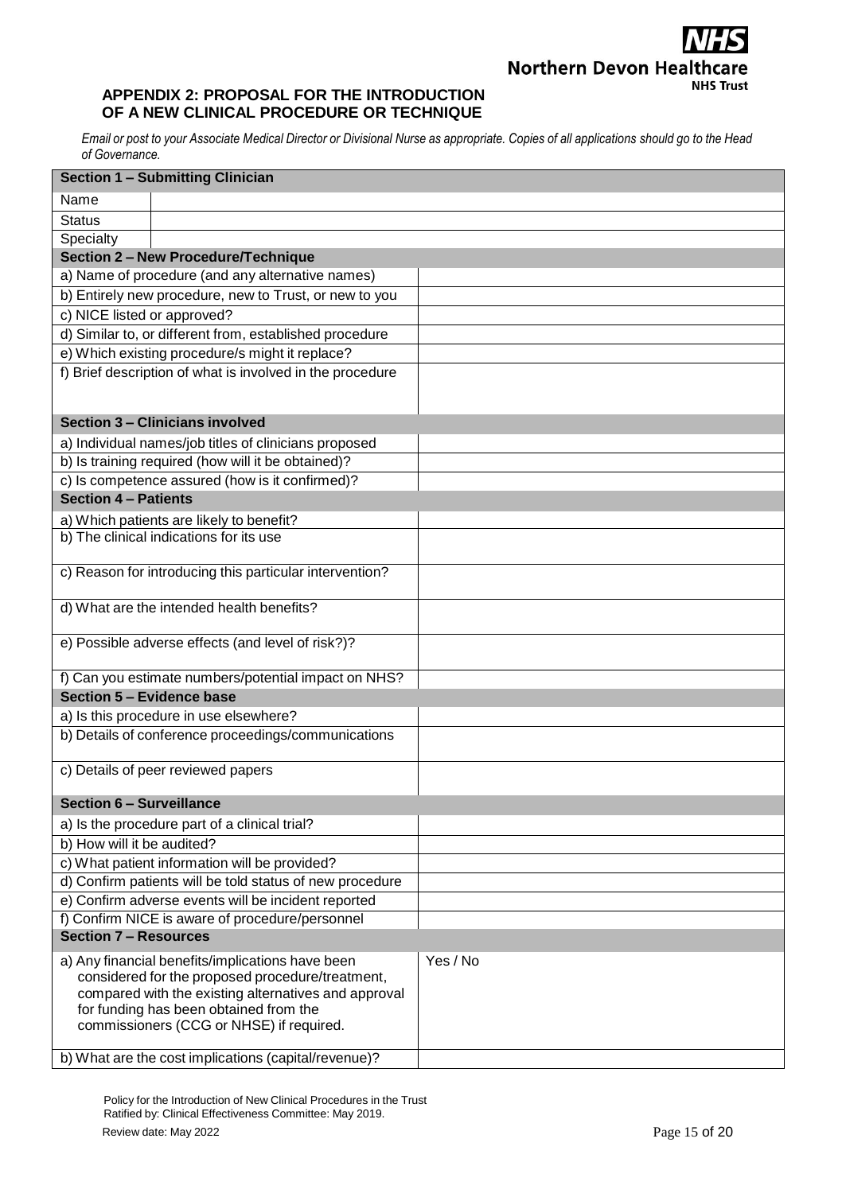**NHS**
**Northern Devon Healthcare**
**NHS Trust**

## APPENDIX 2: PROPOSAL FOR THE INTRODUCTION OF A NEW CLINICAL PROCEDURE OR TECHNIQUE

*Email or post to your Associate Medical Director or Divisional Nurse as appropriate. Copies of all applications should go to the Head of Governance.*

| **Section 1 – Submitting Clinician** | |
|---|---|
| Name | |
| Status | |
| Specialty | |
| **Section 2 – New Procedure/Technique** | |
| a) Name of procedure (and any alternative names) | |
| b) Entirely new procedure, new to Trust, or new to you | |
| c) NICE listed or approved? | |
| d) Similar to, or different from, established procedure | |
| e) Which existing procedure/s might it replace? | |
| f) Brief description of what is involved in the procedure | |
| **Section 3 – Clinicians involved** | |
| a) Individual names/job titles of clinicians proposed | |
| b) Is training required (how will it be obtained)? | |
| c) Is competence assured (how is it confirmed)? | |
| **Section 4 – Patients** | |
| a) Which patients are likely to benefit? | |
| b) The clinical indications for its use | |
| c) Reason for introducing this particular intervention? | |
| d) What are the intended health benefits? | |
| e) Possible adverse effects (and level of risk?)? | |
| f) Can you estimate numbers/potential impact on NHS? | |
| **Section 5 – Evidence base** | |
| a) Is this procedure in use elsewhere? | |
| b) Details of conference proceedings/communications | |
| c) Details of peer reviewed papers | |
| **Section 6 – Surveillance** | |
| a) Is the procedure part of a clinical trial? | |
| b) How will it be audited? | |
| c) What patient information will be provided? | |
| d) Confirm patients will be told status of new procedure | |
| e) Confirm adverse events will be incident reported | |
| f) Confirm NICE is aware of procedure/personnel | |
| **Section 7 – Resources** | |
| a) Any financial benefits/implications have been considered for the proposed procedure/treatment, compared with the existing alternatives and approval for funding has been obtained from the commissioners (CCG or NHSE) if required. | Yes / No |
| b) What are the cost implications (capital/revenue)? | |

Policy for the Introduction of New Clinical Procedures in the Trust
Ratified by: Clinical Effectiveness Committee: May 2019.
Review date: May 2022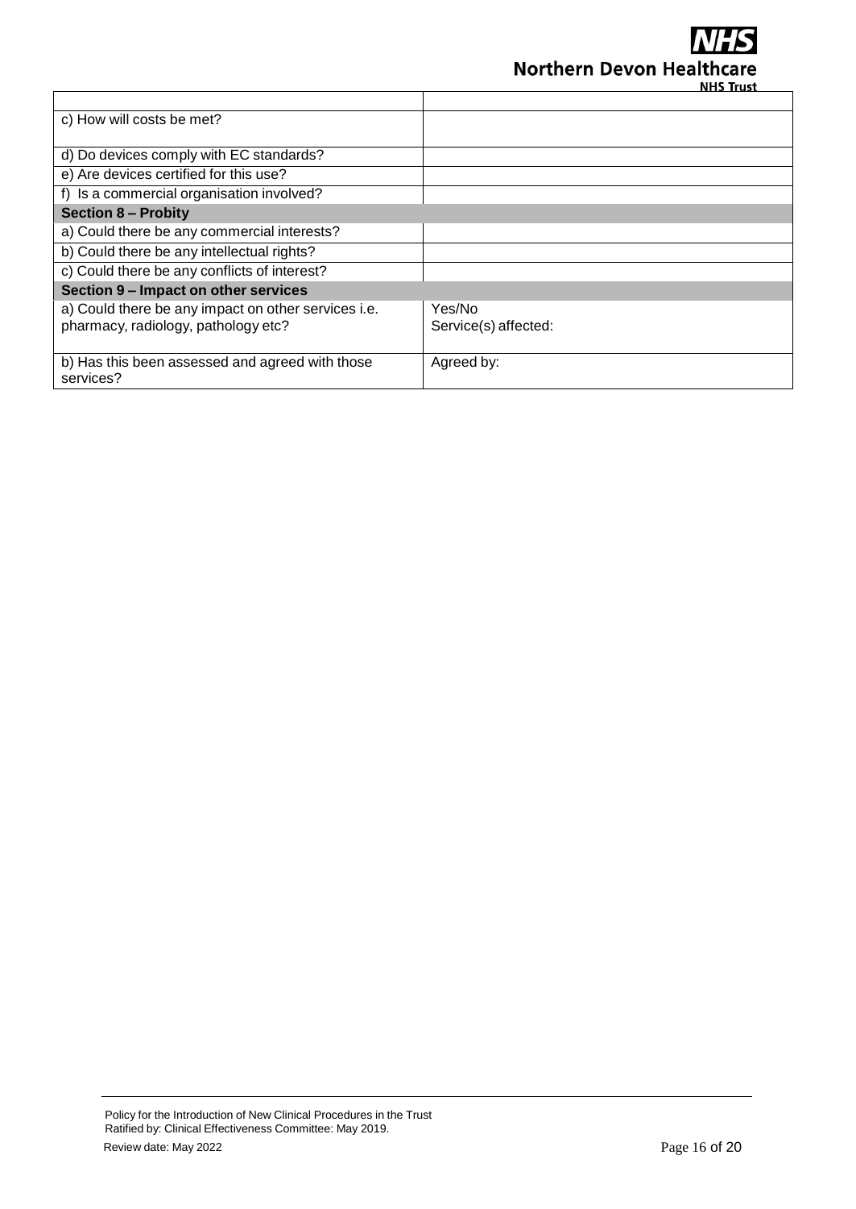| | |
|---|---|
| c) How will costs be met? | |
| d) Do devices comply with EC standards? | |
| e) Are devices certified for this use? | |
| f) Is a commercial organisation involved? | |
| **Section 8 – Probity** | |
| a) Could there be any commercial interests? | |
| b) Could there be any intellectual rights? | |
| c) Could there be any conflicts of interest? | |
| **Section 9 – Impact on other services** | |
| a) Could there be any impact on other services i.e. pharmacy, radiology, pathology etc? | Yes/No<br>Service(s) affected: |
| b) Has this been assessed and agreed with those services? | Agreed by: |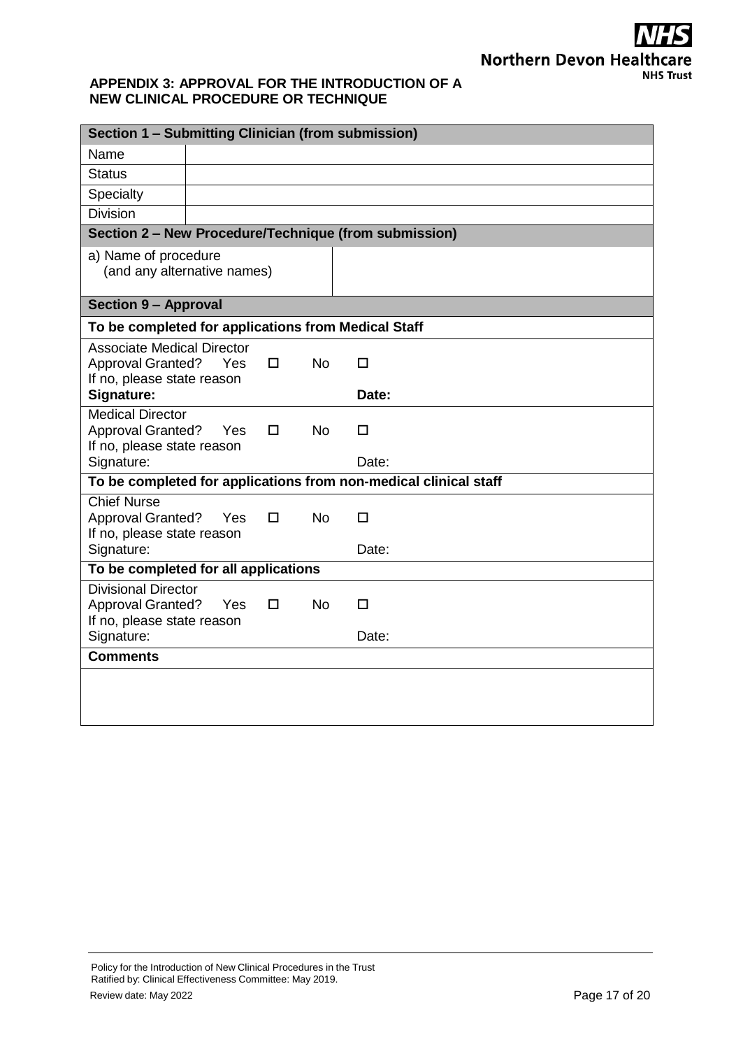## APPENDIX 3: APPROVAL FOR THE INTRODUCTION OF A NEW CLINICAL PROCEDURE OR TECHNIQUE

| **Section 1 – Submitting Clinician (from submission)** | |
|---|---|
| Name | |
| Status | |
| Specialty | |
| Division | |
| **Section 2 – New Procedure/Technique (from submission)** | |
| a) Name of procedure (and any alternative names) | |
| **Section 9 – Approval** | |
| **To be completed for applications from Medical Staff** | |
| Associate Medical Director<br>Approval Granted? Yes ☐ No ☐<br>If no, please state reason<br>**Signature:** **Date:** | |
| Medical Director<br>Approval Granted? Yes ☐ No ☐<br>If no, please state reason<br>Signature: Date: | |
| **To be completed for applications from non-medical clinical staff** | |
| Chief Nurse<br>Approval Granted? Yes ☐ No ☐<br>If no, please state reason<br>Signature: Date: | |
| **To be completed for all applications** | |
| Divisional Director<br>Approval Granted? Yes ☐ No ☐<br>If no, please state reason<br>Signature: Date: | |
| **Comments** | |
| | |

Policy for the Introduction of New Clinical Procedures in the Trust
Ratified by: Clinical Effectiveness Committee: May 2019.
Review date: May 2022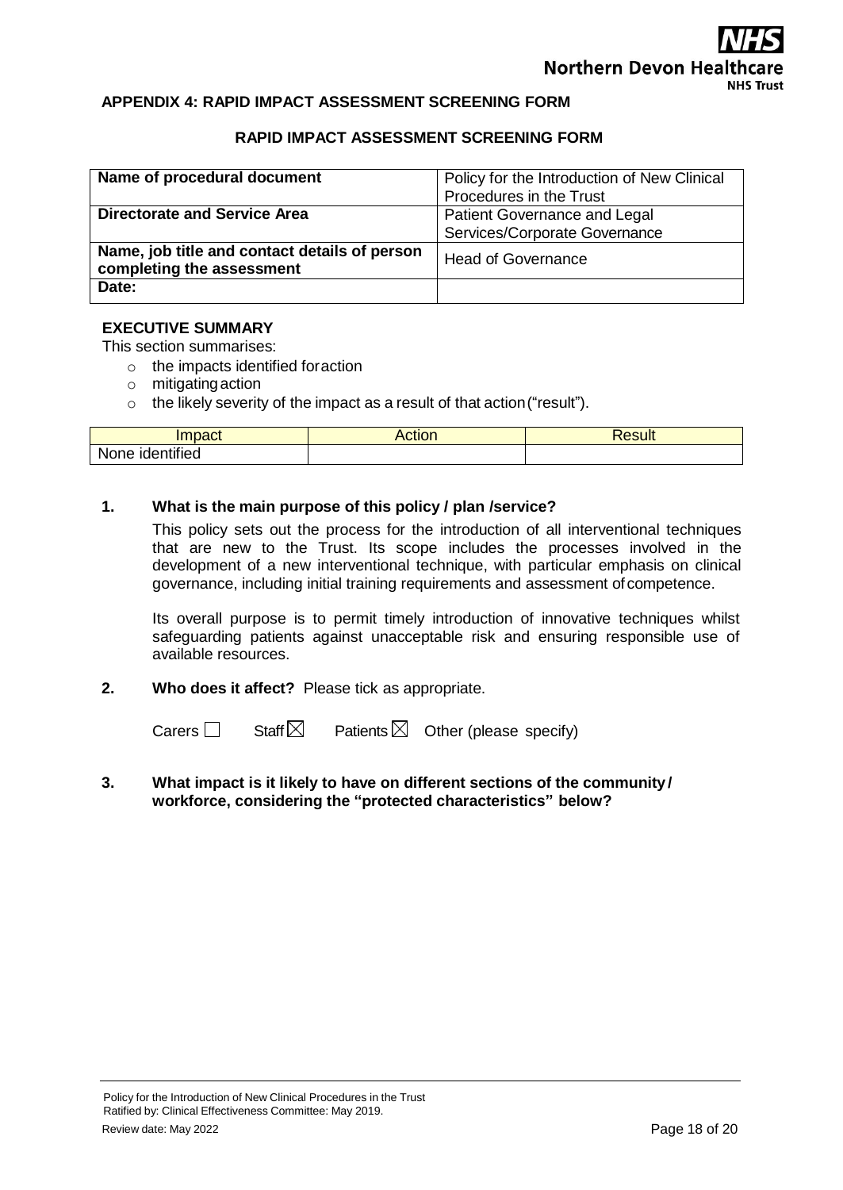**APPENDIX 4: RAPID IMPACT ASSESSMENT SCREENING FORM**

**RAPID IMPACT ASSESSMENT SCREENING FORM**

| **Name of procedural document** | Policy for the Introduction of New Clinical Procedures in the Trust |
| --- | --- |
| **Directorate and Service Area** | Patient Governance and Legal Services/Corporate Governance |
| **Name, job title and contact details of person completing the assessment** | Head of Governance |
| **Date:** | |

**EXECUTIVE SUMMARY**

This section summarises:

- the impacts identified for action
- mitigating action
- the likely severity of the impact as a result of that action ("result").

| Impact | Action | Result |
| --- | --- | --- |
| None identified | | |

**1. What is the main purpose of this policy / plan /service?**

This policy sets out the process for the introduction of all interventional techniques that are new to the Trust. Its scope includes the processes involved in the development of a new interventional technique, with particular emphasis on clinical governance, including initial training requirements and assessment of competence.

Its overall purpose is to permit timely introduction of innovative techniques whilst safeguarding patients against unacceptable risk and ensuring responsible use of available resources.

**2. Who does it affect?** Please tick as appropriate.

Carers ☐ Staff ☒ Patients ☒ Other (please specify)

**3. What impact is it likely to have on different sections of the community / workforce, considering the "protected characteristics" below?**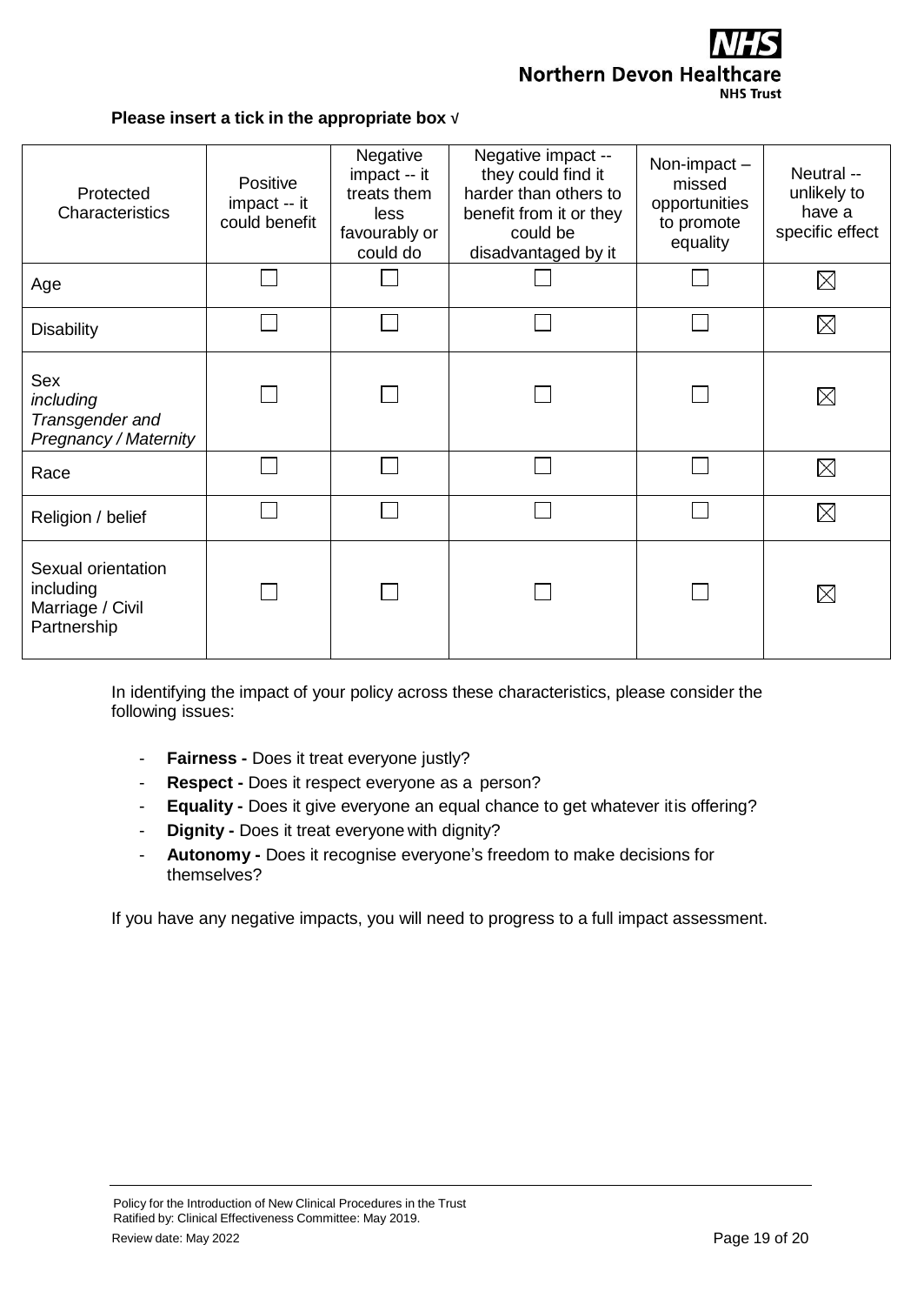**Please insert a tick in the appropriate box √**

| Protected Characteristics | Positive impact -- it could benefit | Negative impact -- it treats them less favourably or could do | Negative impact -- they could find it harder than others to benefit from it or they could be disadvantaged by it | Non-impact – missed opportunities to promote equality | Neutral -- unlikely to have a specific effect |
|---|---|---|---|---|---|
| Age | ☐ | ☐ | ☐ | ☐ | ☒ |
| Disability | ☐ | ☐ | ☐ | ☐ | ☒ |
| Sex *including Transgender and Pregnancy / Maternity* | ☐ | ☐ | ☐ | ☐ | ☒ |
| Race | ☐ | ☐ | ☐ | ☐ | ☒ |
| Religion / belief | ☐ | ☐ | ☐ | ☐ | ☒ |
| Sexual orientation including Marriage / Civil Partnership | ☐ | ☐ | ☐ | ☐ | ☒ |

In identifying the impact of your policy across these characteristics, please consider the following issues:

- **Fairness -** Does it treat everyone justly?
- **Respect -** Does it respect everyone as a person?
- **Equality -** Does it give everyone an equal chance to get whatever itis offering?
- **Dignity -** Does it treat everyone with dignity?
- **Autonomy -** Does it recognise everyone's freedom to make decisions for themselves?

If you have any negative impacts, you will need to progress to a full impact assessment.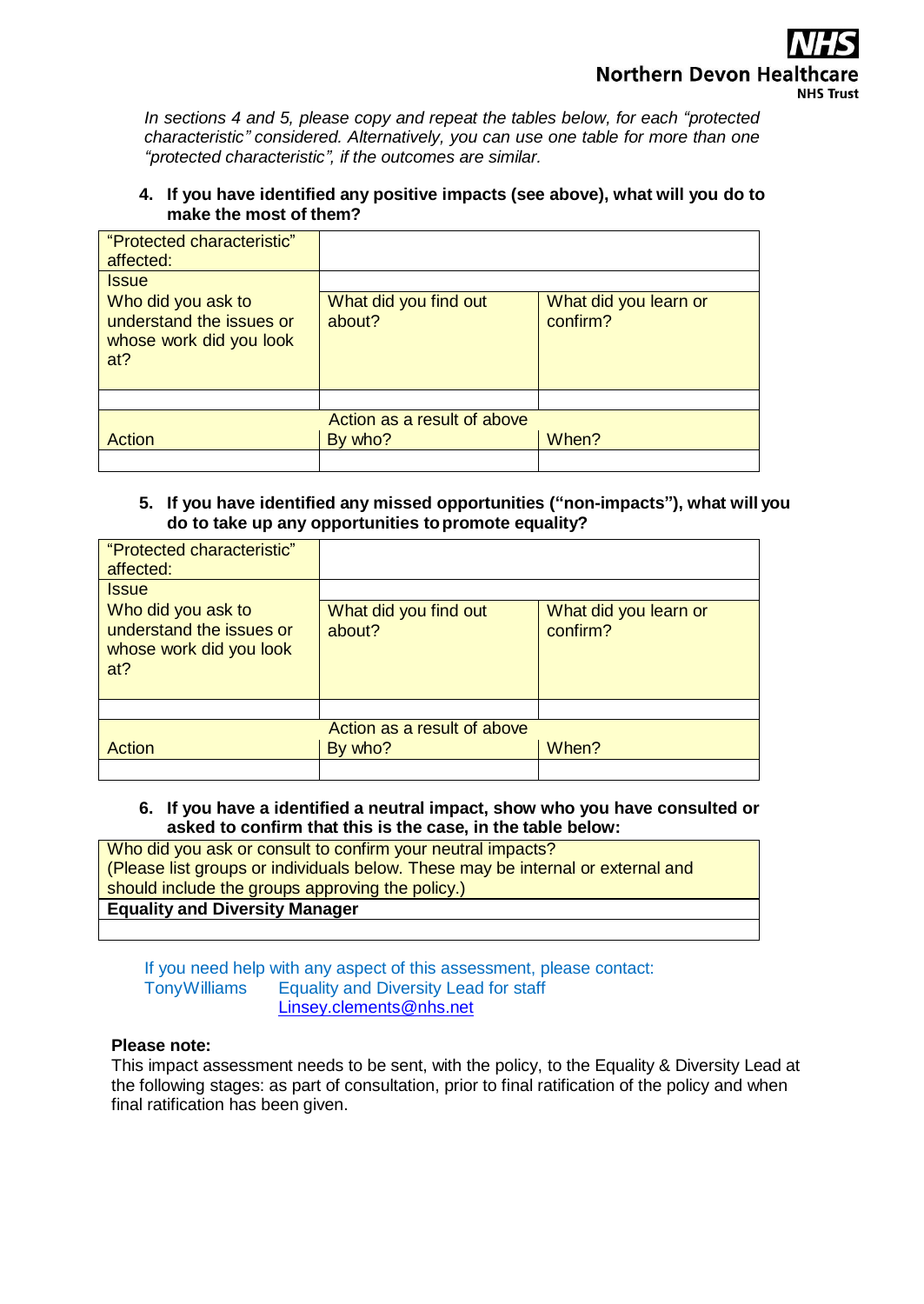*In sections 4 and 5, please copy and repeat the tables below, for each "protected characteristic" considered. Alternatively, you can use one table for more than one "protected characteristic", if the outcomes are similar.*

**4. If you have identified any positive impacts (see above), what will you do to make the most of them?**

| "Protected characteristic" affected: | | |
|---|---|---|
| Issue | | |
| Who did you ask to understand the issues or whose work did you look at? | What did you find out about? | What did you learn or confirm? |
| | | |
| | Action as a result of above | |
| Action | By who? | When? |
| | | |

**5. If you have identified any missed opportunities ("non-impacts"), what will you do to take up any opportunities to promote equality?**

| "Protected characteristic" affected: | | |
|---|---|---|
| Issue | | |
| Who did you ask to understand the issues or whose work did you look at? | What did you find out about? | What did you learn or confirm? |
| | | |
| | Action as a result of above | |
| Action | By who? | When? |
| | | |

**6. If you have a identified a neutral impact, show who you have consulted or asked to confirm that this is the case, in the table below:**

| Who did you ask or consult to confirm your neutral impacts? (Please list groups or individuals below. These may be internal or external and should include the groups approving the policy.) |
|---|
| **Equality and Diversity Manager** |
| |

If you need help with any aspect of this assessment, please contact:
TonyWilliams Equality and Diversity Lead for staff
Linsey.clements@nhs.net

**Please note:**
This impact assessment needs to be sent, with the policy, to the Equality & Diversity Lead at the following stages: as part of consultation, prior to final ratification of the policy and when final ratification has been given.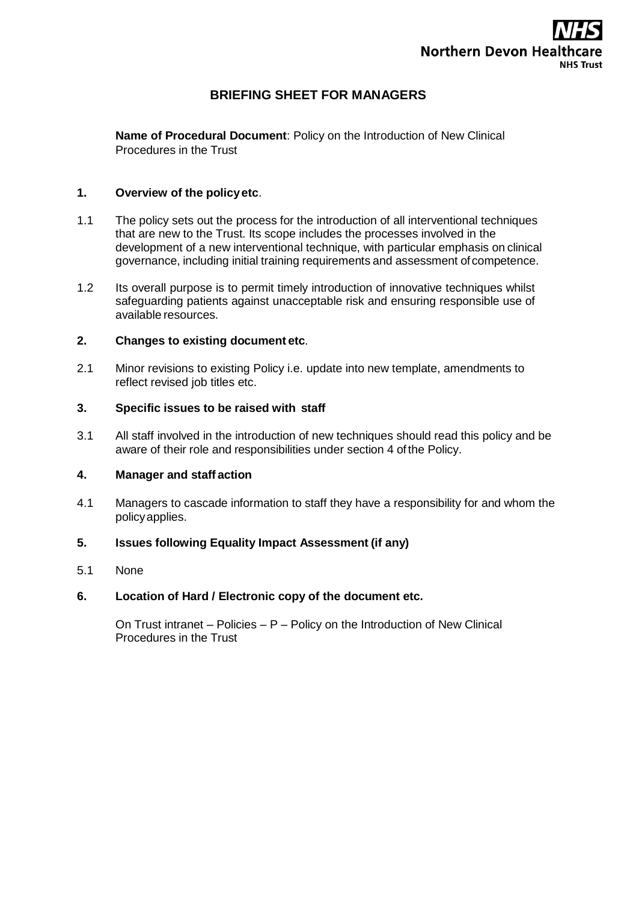NHS
Northern Devon Healthcare
NHS Trust

# BRIEFING SHEET FOR MANAGERS

**Name of Procedural Document**: Policy on the Introduction of New Clinical Procedures in the Trust

## 1. Overview of the policy etc.

1.1 The policy sets out the process for the introduction of all interventional techniques that are new to the Trust. Its scope includes the processes involved in the development of a new interventional technique, with particular emphasis on clinical governance, including initial training requirements and assessment of competence.

1.2 Its overall purpose is to permit timely introduction of innovative techniques whilst safeguarding patients against unacceptable risk and ensuring responsible use of available resources.

## 2. Changes to existing document etc.

2.1 Minor revisions to existing Policy i.e. update into new template, amendments to reflect revised job titles etc.

## 3. Specific issues to be raised with staff

3.1 All staff involved in the introduction of new techniques should read this policy and be aware of their role and responsibilities under section 4 of the Policy.

## 4. Manager and staff action

4.1 Managers to cascade information to staff they have a responsibility for and whom the policy applies.

## 5. Issues following Equality Impact Assessment (if any)

5.1 None

## 6. Location of Hard / Electronic copy of the document etc.

On Trust intranet – Policies – P – Policy on the Introduction of New Clinical Procedures in the Trust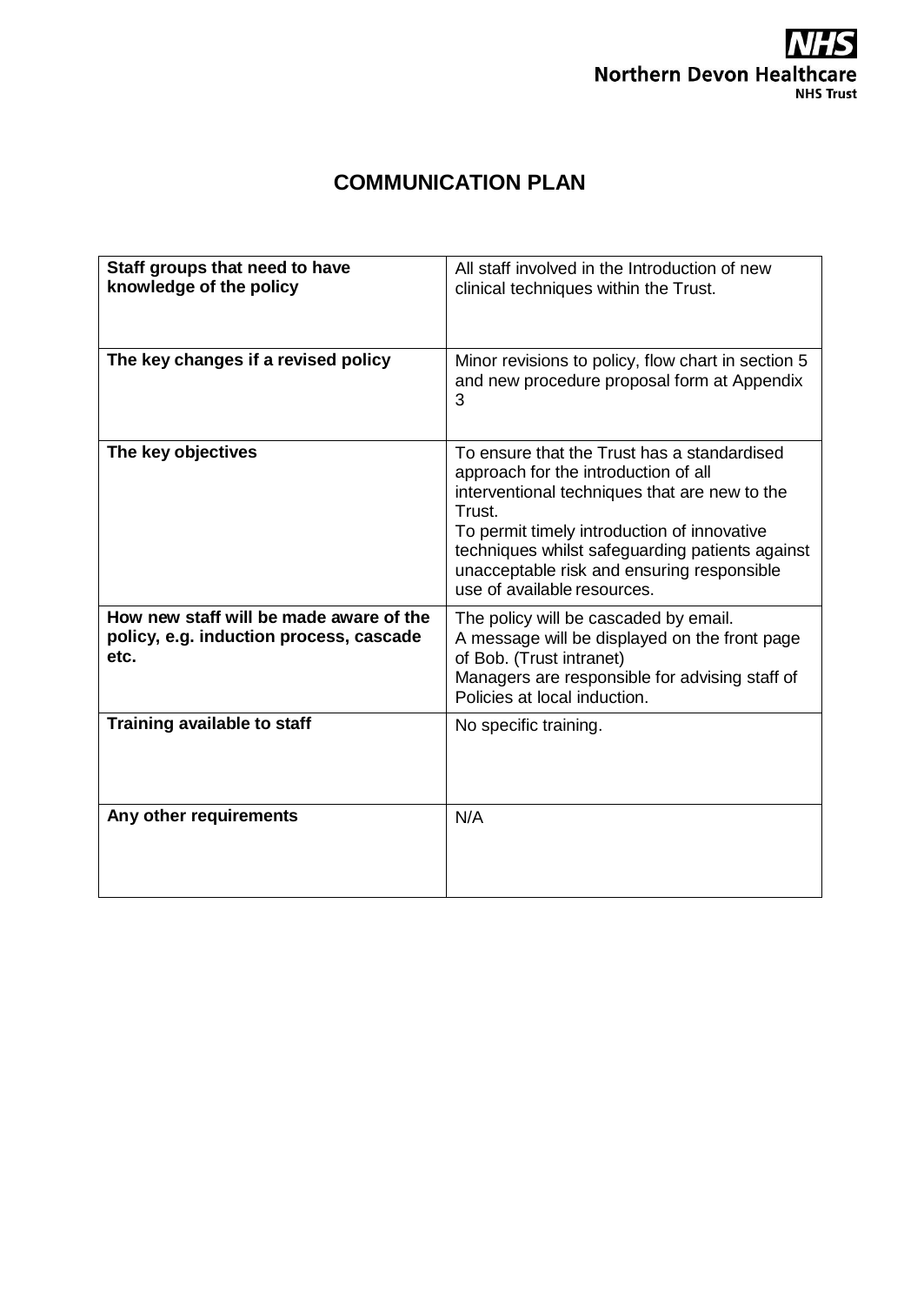# COMMUNICATION PLAN

| | |
|---|---|
| **Staff groups that need to have knowledge of the policy** | All staff involved in the Introduction of new clinical techniques within the Trust. |
| **The key changes if a revised policy** | Minor revisions to policy, flow chart in section 5 and new procedure proposal form at Appendix 3 |
| **The key objectives** | To ensure that the Trust has a standardised approach for the introduction of all interventional techniques that are new to the Trust.<br>To permit timely introduction of innovative techniques whilst safeguarding patients against unacceptable risk and ensuring responsible use of available resources. |
| **How new staff will be made aware of the policy, e.g. induction process, cascade etc.** | The policy will be cascaded by email.<br>A message will be displayed on the front page of Bob. (Trust intranet)<br>Managers are responsible for advising staff of Policies at local induction. |
| **Training available to staff** | No specific training. |
| **Any other requirements** | N/A |